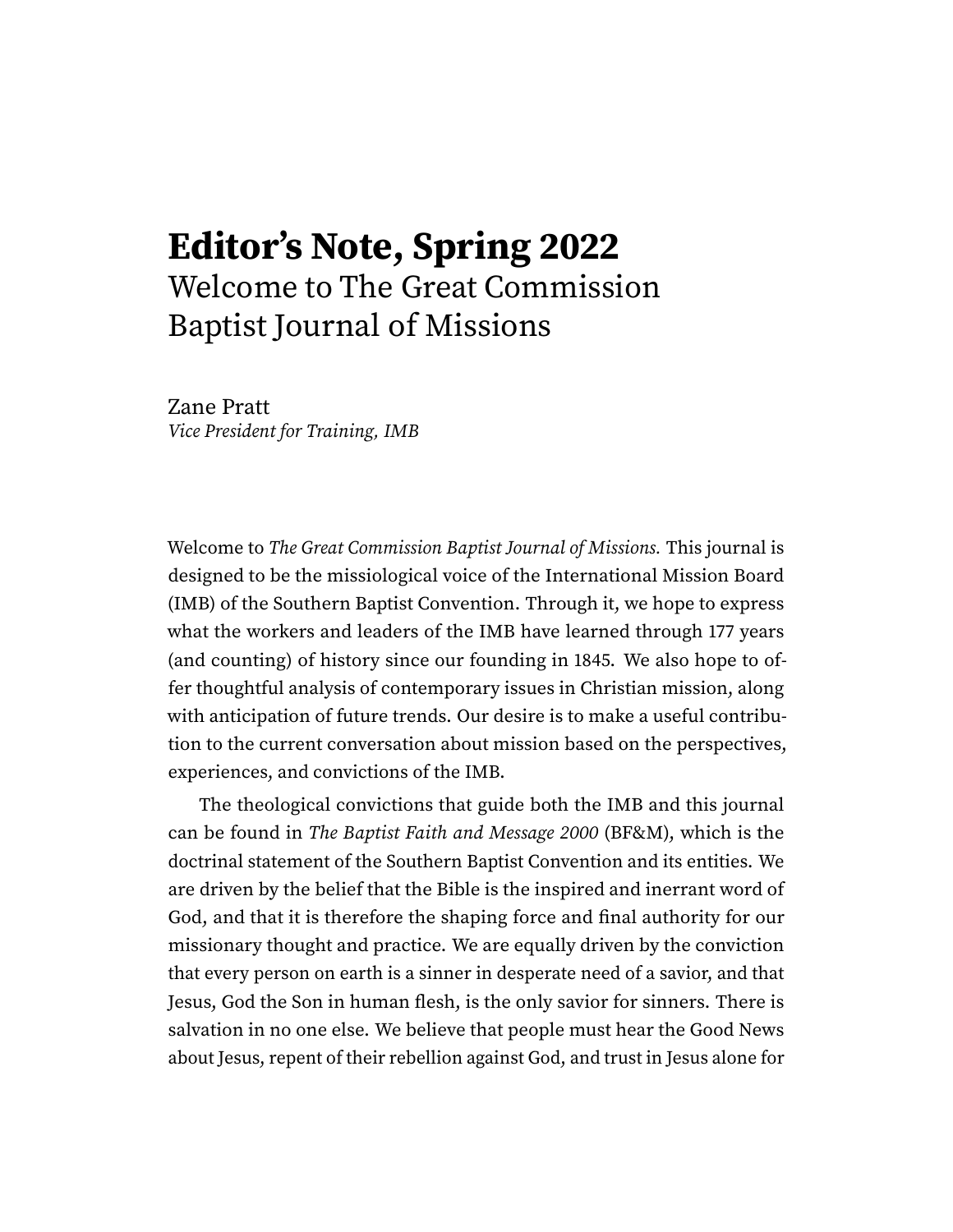# Editor's Note, Spring 2022

## Welcome to The Great Commission Baptist Journal of Missions

Zane Pratt
*Vice President for Training, IMB*

Welcome to *The Great Commission Baptist Journal of Missions.* This journal is designed to be the missiological voice of the International Mission Board (IMB) of the Southern Baptist Convention. Through it, we hope to express what the workers and leaders of the IMB have learned through 177 years (and counting) of history since our founding in 1845. We also hope to offer thoughtful analysis of contemporary issues in Christian mission, along with anticipation of future trends. Our desire is to make a useful contribution to the current conversation about mission based on the perspectives, experiences, and convictions of the IMB.

The theological convictions that guide both the IMB and this journal can be found in *The Baptist Faith and Message 2000* (BF&M), which is the doctrinal statement of the Southern Baptist Convention and its entities. We are driven by the belief that the Bible is the inspired and inerrant word of God, and that it is therefore the shaping force and final authority for our missionary thought and practice. We are equally driven by the conviction that every person on earth is a sinner in desperate need of a savior, and that Jesus, God the Son in human flesh, is the only savior for sinners. There is salvation in no one else. We believe that people must hear the Good News about Jesus, repent of their rebellion against God, and trust in Jesus alone for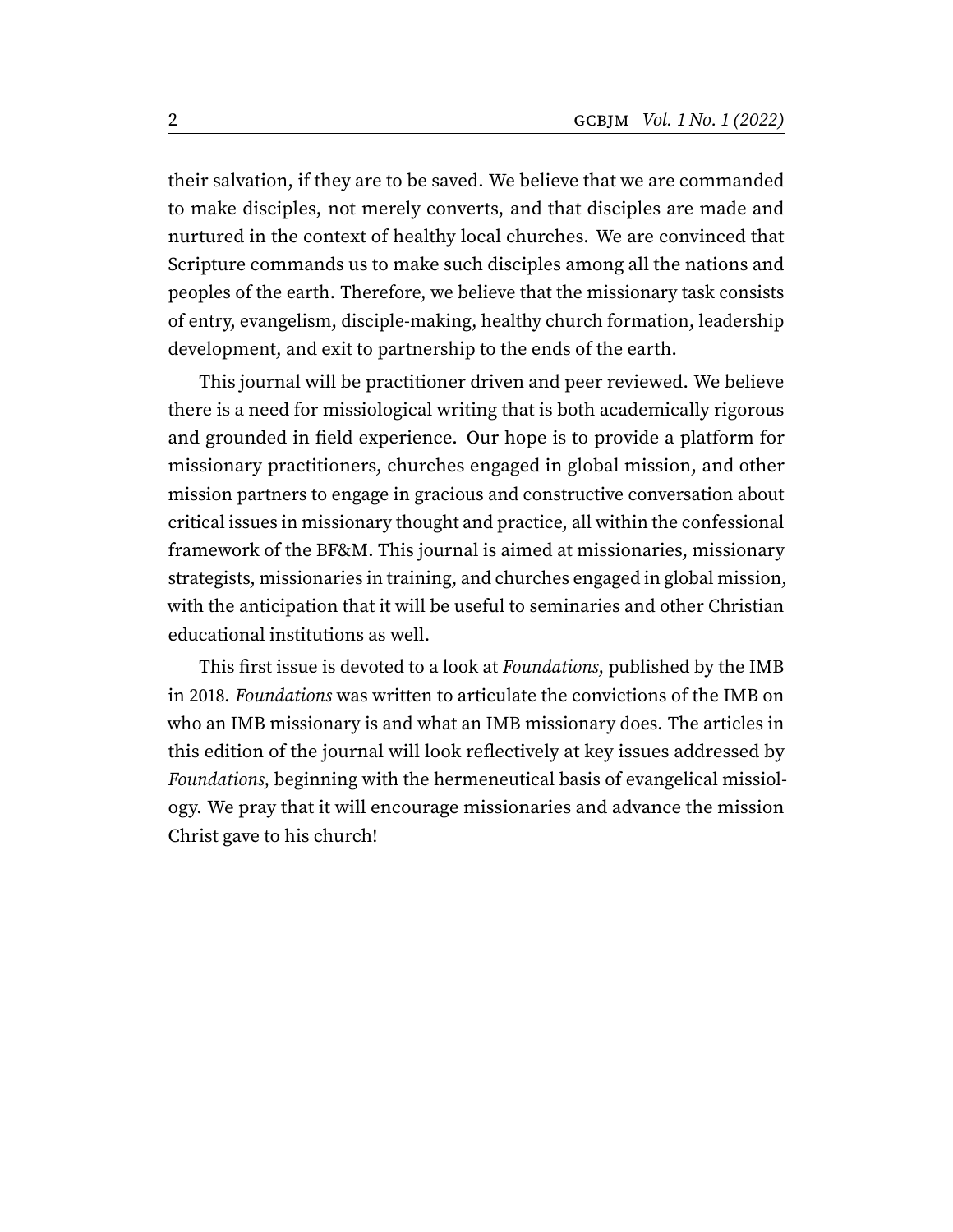their salvation, if they are to be saved. We believe that we are commanded to make disciples, not merely converts, and that disciples are made and nurtured in the context of healthy local churches. We are convinced that Scripture commands us to make such disciples among all the nations and peoples of the earth. Therefore, we believe that the missionary task consists of entry, evangelism, disciple-making, healthy church formation, leadership development, and exit to partnership to the ends of the earth.

This journal will be practitioner driven and peer reviewed. We believe there is a need for missiological writing that is both academically rigorous and grounded in field experience. Our hope is to provide a platform for missionary practitioners, churches engaged in global mission, and other mission partners to engage in gracious and constructive conversation about critical issues in missionary thought and practice, all within the confessional framework of the BF&M. This journal is aimed at missionaries, missionary strategists, missionaries in training, and churches engaged in global mission, with the anticipation that it will be useful to seminaries and other Christian educational institutions as well.

This first issue is devoted to a look at *Foundations,* published by the IMB in 2018. *Foundations* was written to articulate the convictions of the IMB on who an IMB missionary is and what an IMB missionary does. The articles in this edition of the journal will look reflectively at key issues addressed by *Foundations,* beginning with the hermeneutical basis of evangelical missiology. We pray that it will encourage missionaries and advance the mission Christ gave to his church!